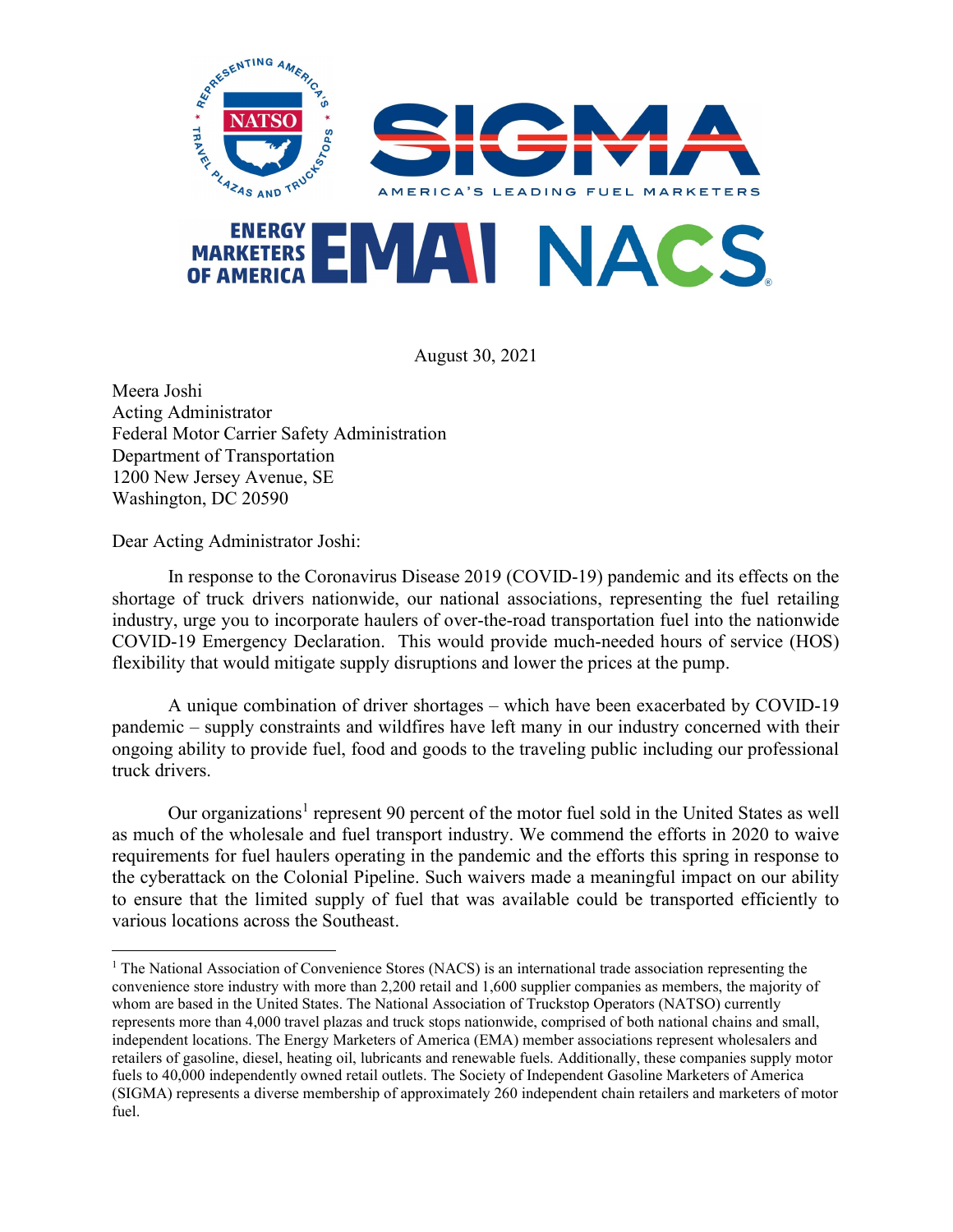August 30, 2021

Meera Joshi
Acting Administrator
Federal Motor Carrier Safety Administration
Department of Transportation
1200 New Jersey Avenue, SE
Washington, DC 20590

Dear Acting Administrator Joshi:

In response to the Coronavirus Disease 2019 (COVID-19) pandemic and its effects on the shortage of truck drivers nationwide, our national associations, representing the fuel retailing industry, urge you to incorporate haulers of over-the-road transportation fuel into the nationwide COVID-19 Emergency Declaration. This would provide much-needed hours of service (HOS) flexibility that would mitigate supply disruptions and lower the prices at the pump.

A unique combination of driver shortages – which have been exacerbated by COVID-19 pandemic – supply constraints and wildfires have left many in our industry concerned with their ongoing ability to provide fuel, food and goods to the traveling public including our professional truck drivers.

Our organizations[1] represent 90 percent of the motor fuel sold in the United States as well as much of the wholesale and fuel transport industry. We commend the efforts in 2020 to waive requirements for fuel haulers operating in the pandemic and the efforts this spring in response to the cyberattack on the Colonial Pipeline. Such waivers made a meaningful impact on our ability to ensure that the limited supply of fuel that was available could be transported efficiently to various locations across the Southeast.

---

[1] The National Association of Convenience Stores (NACS) is an international trade association representing the convenience store industry with more than 2,200 retail and 1,600 supplier companies as members, the majority of whom are based in the United States. The National Association of Truckstop Operators (NATSO) currently represents more than 4,000 travel plazas and truck stops nationwide, comprised of both national chains and small, independent locations. The Energy Marketers of America (EMA) member associations represent wholesalers and retailers of gasoline, diesel, heating oil, lubricants and renewable fuels. Additionally, these companies supply motor fuels to 40,000 independently owned retail outlets. The Society of Independent Gasoline Marketers of America (SIGMA) represents a diverse membership of approximately 260 independent chain retailers and marketers of motor fuel.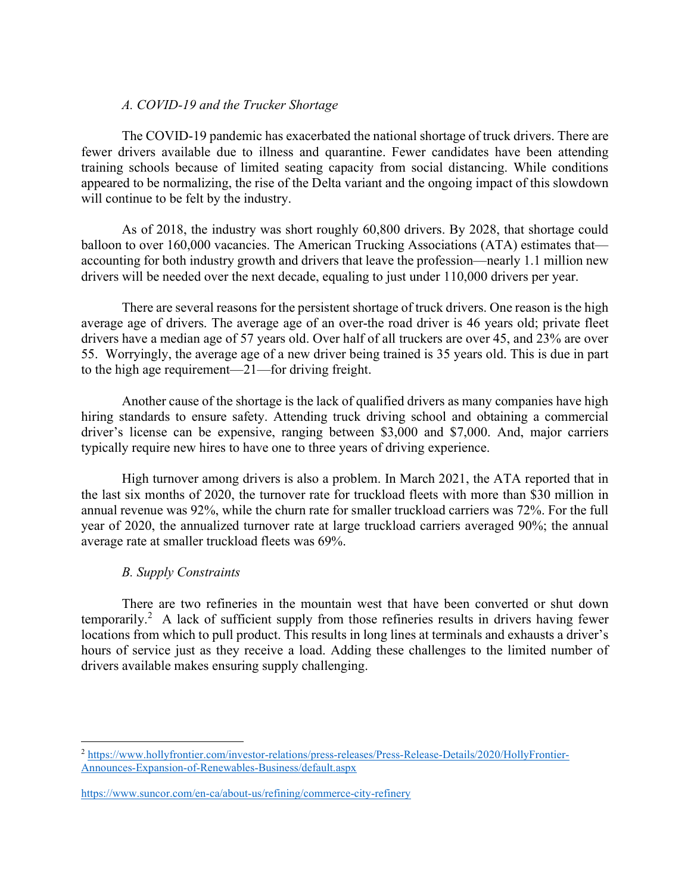### *A. COVID-19 and the Trucker Shortage*

The COVID-19 pandemic has exacerbated the national shortage of truck drivers. There are fewer drivers available due to illness and quarantine. Fewer candidates have been attending training schools because of limited seating capacity from social distancing. While conditions appeared to be normalizing, the rise of the Delta variant and the ongoing impact of this slowdown will continue to be felt by the industry.

As of 2018, the industry was short roughly 60,800 drivers. By 2028, that shortage could balloon to over 160,000 vacancies. The American Trucking Associations (ATA) estimates that—accounting for both industry growth and drivers that leave the profession—nearly 1.1 million new drivers will be needed over the next decade, equaling to just under 110,000 drivers per year.

There are several reasons for the persistent shortage of truck drivers. One reason is the high average age of drivers. The average age of an over-the road driver is 46 years old; private fleet drivers have a median age of 57 years old. Over half of all truckers are over 45, and 23% are over 55. Worryingly, the average age of a new driver being trained is 35 years old. This is due in part to the high age requirement—21—for driving freight.

Another cause of the shortage is the lack of qualified drivers as many companies have high hiring standards to ensure safety. Attending truck driving school and obtaining a commercial driver's license can be expensive, ranging between $3,000 and $7,000. And, major carriers typically require new hires to have one to three years of driving experience.

High turnover among drivers is also a problem. In March 2021, the ATA reported that in the last six months of 2020, the turnover rate for truckload fleets with more than $30 million in annual revenue was 92%, while the churn rate for smaller truckload carriers was 72%. For the full year of 2020, the annualized turnover rate at large truckload carriers averaged 90%; the annual average rate at smaller truckload fleets was 69%.

### *B. Supply Constraints*

There are two refineries in the mountain west that have been converted or shut down temporarily.[2] A lack of sufficient supply from those refineries results in drivers having fewer locations from which to pull product. This results in long lines at terminals and exhausts a driver's hours of service just as they receive a load. Adding these challenges to the limited number of drivers available makes ensuring supply challenging.

---

[2] https://www.hollyfrontier.com/investor-relations/press-releases/Press-Release-Details/2020/HollyFrontier-Announces-Expansion-of-Renewables-Business/default.aspx

https://www.suncor.com/en-ca/about-us/refining/commerce-city-refinery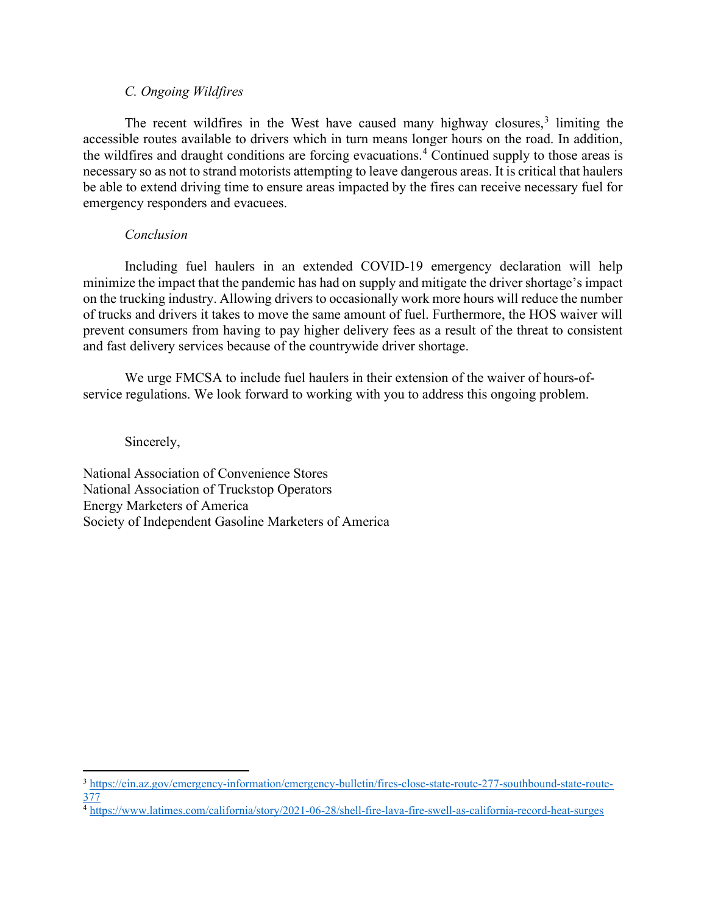*C. Ongoing Wildfires*

The recent wildfires in the West have caused many highway closures,[3] limiting the accessible routes available to drivers which in turn means longer hours on the road. In addition, the wildfires and draught conditions are forcing evacuations.[4] Continued supply to those areas is necessary so as not to strand motorists attempting to leave dangerous areas. It is critical that haulers be able to extend driving time to ensure areas impacted by the fires can receive necessary fuel for emergency responders and evacuees.

*Conclusion*

Including fuel haulers in an extended COVID-19 emergency declaration will help minimize the impact that the pandemic has had on supply and mitigate the driver shortage's impact on the trucking industry. Allowing drivers to occasionally work more hours will reduce the number of trucks and drivers it takes to move the same amount of fuel. Furthermore, the HOS waiver will prevent consumers from having to pay higher delivery fees as a result of the threat to consistent and fast delivery services because of the countrywide driver shortage.

We urge FMCSA to include fuel haulers in their extension of the waiver of hours-of-service regulations. We look forward to working with you to address this ongoing problem.

Sincerely,

National Association of Convenience Stores
National Association of Truckstop Operators
Energy Marketers of America
Society of Independent Gasoline Marketers of America

---

[3] https://ein.az.gov/emergency-information/emergency-bulletin/fires-close-state-route-277-southbound-state-route-377

[4] https://www.latimes.com/california/story/2021-06-28/shell-fire-lava-fire-swell-as-california-record-heat-surges